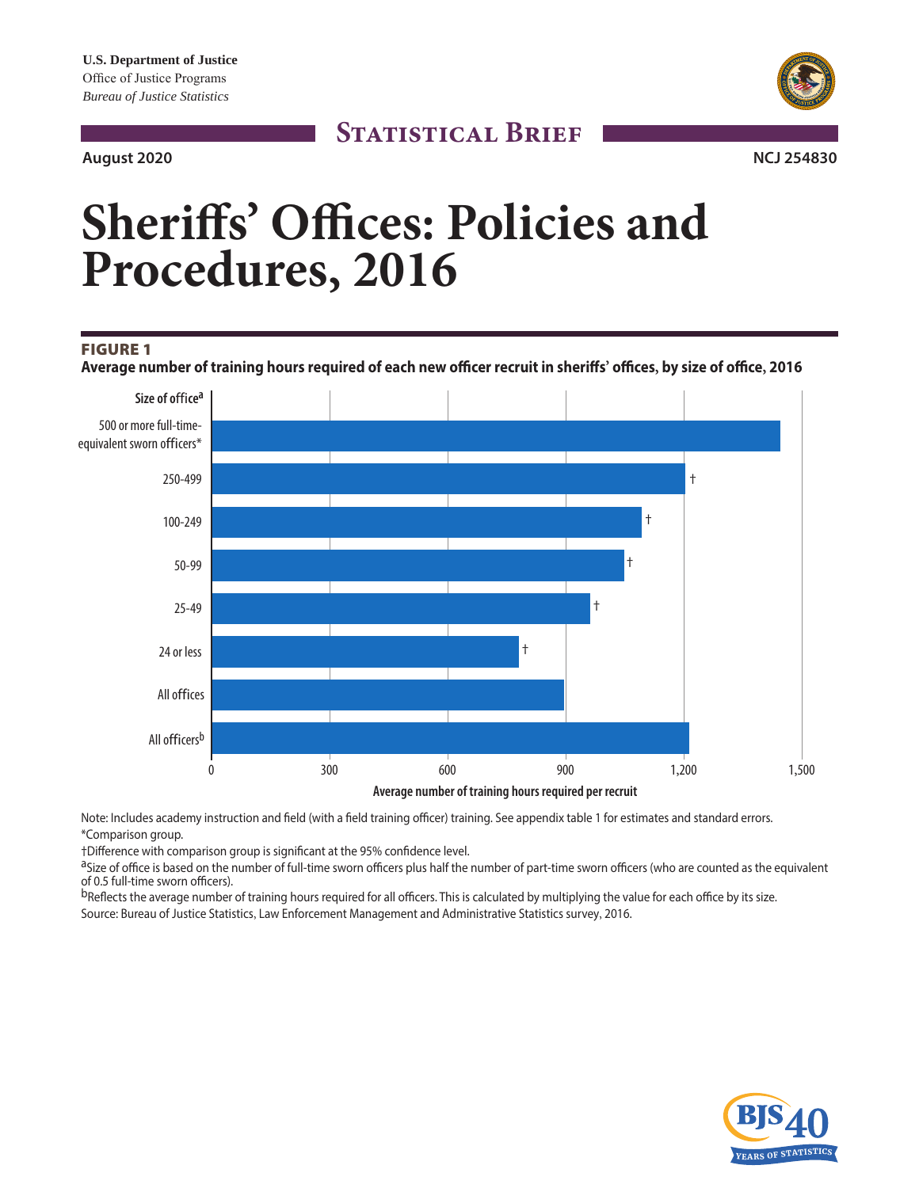U.S. Department of Justice
Office of Justice Programs
*Bureau of Justice Statistics*

**Statistical Brief**

**August 2020** **NCJ 254830**

# Sheriffs' Offices: Policies and Procedures, 2016

**FIGURE 1**
**Average number of training hours required of each new officer recruit in sheriffs' offices, by size of office, 2016**

| Size of office[a] | Average number of training hours required per recruit |
|---|---|
| 500 or more full-time-equivalent sworn officers* | ~1,440 |
| 250-499 | ~1,200 † |
| 100-249 | ~1,090 † |
| 50-99 | ~1,045 † |
| 25-49 | ~960 † |
| 24 or less | ~780 † |
| All offices | ~895 |
| All officers[b] | ~1,210 |

Note: Includes academy instruction and field (with a field training officer) training. See appendix table 1 for estimates and standard errors.
*Comparison group.
†Difference with comparison group is significant at the 95% confidence level.
[a]Size of office is based on the number of full-time sworn officers plus half the number of part-time sworn officers (who are counted as the equivalent of 0.5 full-time sworn officers).
[b]Reflects the average number of training hours required for all officers. This is calculated by multiplying the value for each office by its size.
Source: Bureau of Justice Statistics, Law Enforcement Management and Administrative Statistics survey, 2016.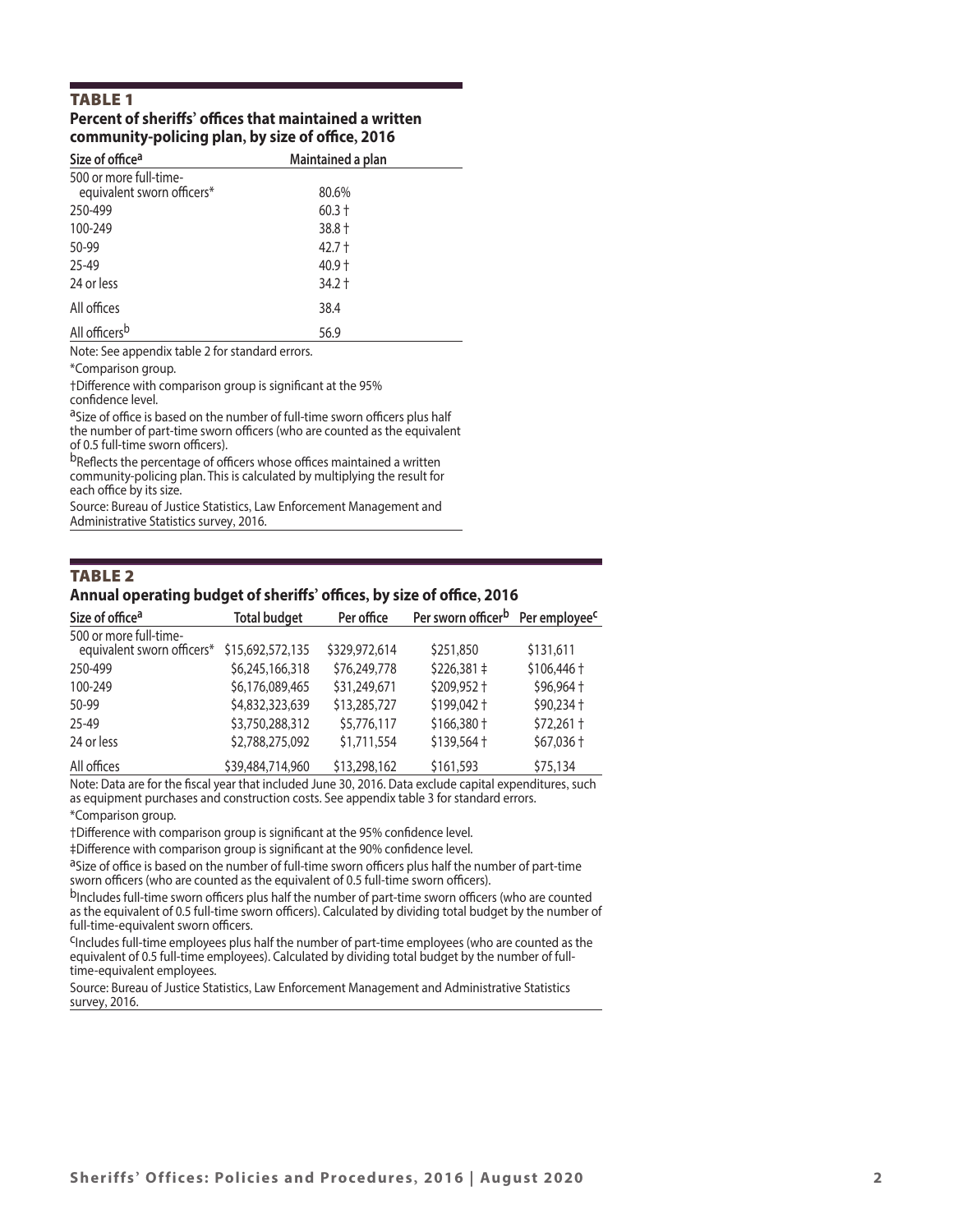## TABLE 1

**Percent of sheriffs' offices that maintained a written community-policing plan, by size of office, 2016**

| Size of office[a] | Maintained a plan |
|---|---|
| 500 or more full-time-equivalent sworn officers* | 80.6% |
| 250-499 | 60.3 † |
| 100-249 | 38.8 † |
| 50-99 | 42.7 † |
| 25-49 | 40.9 † |
| 24 or less | 34.2 † |
| All offices | 38.4 |
| All officers[b] | 56.9 |

Note: See appendix table 2 for standard errors.

*Comparison group.

†Difference with comparison group is significant at the 95% confidence level.

[a]Size of office is based on the number of full-time sworn officers plus half the number of part-time sworn officers (who are counted as the equivalent of 0.5 full-time sworn officers).

[b]Reflects the percentage of officers whose offices maintained a written community-policing plan. This is calculated by multiplying the result for each office by its size.

Source: Bureau of Justice Statistics, Law Enforcement Management and Administrative Statistics survey, 2016.

## TABLE 2

**Annual operating budget of sheriffs' offices, by size of office, 2016**

| Size of office[a] | Total budget | Per office | Per sworn officer[b] | Per employee[c] |
|---|---|---|---|---|
| 500 or more full-time-equivalent sworn officers* | $15,692,572,135 | $329,972,614 | $251,850 | $131,611 |
| 250-499 | $6,245,166,318 | $76,249,778 | $226,381 ‡ | $106,446 † |
| 100-249 | $6,176,089,465 | $31,249,671 | $209,952 † | $96,964 † |
| 50-99 | $4,832,323,639 | $13,285,727 | $199,042 † | $90,234 † |
| 25-49 | $3,750,288,312 | $5,776,117 | $166,380 † | $72,261 † |
| 24 or less | $2,788,275,092 | $1,711,554 | $139,564 † | $67,036 † |
| All offices | $39,484,714,960 | $13,298,162 | $161,593 | $75,134 |

Note: Data are for the fiscal year that included June 30, 2016. Data exclude capital expenditures, such as equipment purchases and construction costs. See appendix 3 for standard errors.

*Comparison group.

†Difference with comparison group is significant at the 95% confidence level.

‡Difference with comparison group is significant at the 90% confidence level.

[a]Size of office is based on the number of full-time sworn officers plus half the number of part-time sworn officers (who are counted as the equivalent of 0.5 full-time sworn officers).

[b]Includes full-time sworn officers plus half the number of part-time sworn officers (who are counted as the equivalent of 0.5 full-time sworn officers). Calculated by dividing total budget by the number of full-time-equivalent sworn officers.

[c]Includes full-time employees plus half the number of part-time employees (who are counted as the equivalent of 0.5 full-time employees). Calculated by dividing total budget by the number of full-time-equivalent employees.

Source: Bureau of Justice Statistics, Law Enforcement Management and Administrative Statistics survey, 2016.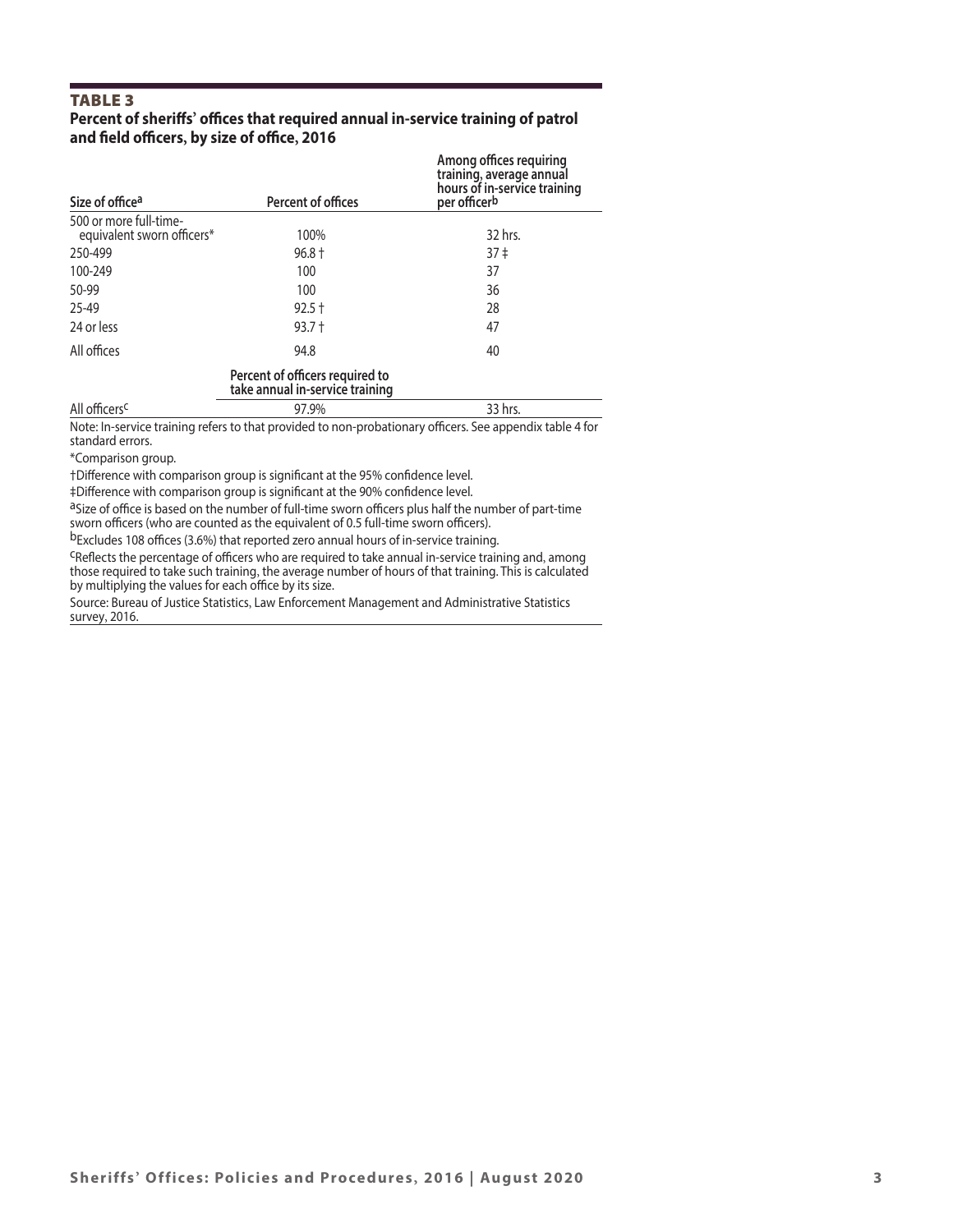## TABLE 3

**Percent of sheriffs' offices that required annual in-service training of patrol and field officers, by size of office, 2016**

| Size of office[a] | Percent of offices | Among offices requiring training, average annual hours of in-service training per officer[b] |
|---|---|---|
| 500 or more full-time-equivalent sworn officers* | 100% | 32 hrs. |
| 250-499 | 96.8 † | 37 ‡ |
| 100-249 | 100 | 37 |
| 50-99 | 100 | 36 |
| 25-49 | 92.5 † | 28 |
| 24 or less | 93.7 † | 47 |
| All offices | 94.8 | 40 |
| | **Percent of officers required to take annual in-service training** | |
| All officers[c] | 97.9% | 33 hrs. |

Note: In-service training refers to that provided to non-probationary officers. See appendix table 4 for standard errors.

*Comparison group.

†Difference with comparison group is significant at the 95% confidence level.

‡Difference with comparison group is significant at the 90% confidence level.

[a]Size of office is based on the number of full-time sworn officers plus half the number of part-time sworn officers (who are counted as the equivalent of 0.5 full-time sworn officers).

[b]Excludes 108 offices (3.6%) that reported zero annual hours of in-service training.

[c]Reflects the percentage of officers who are required to take annual in-service training and, among those required to take such training, the average number of hours of that training. This is calculated by multiplying the values for each office by its size.

Source: Bureau of Justice Statistics, Law Enforcement Management and Administrative Statistics survey, 2016.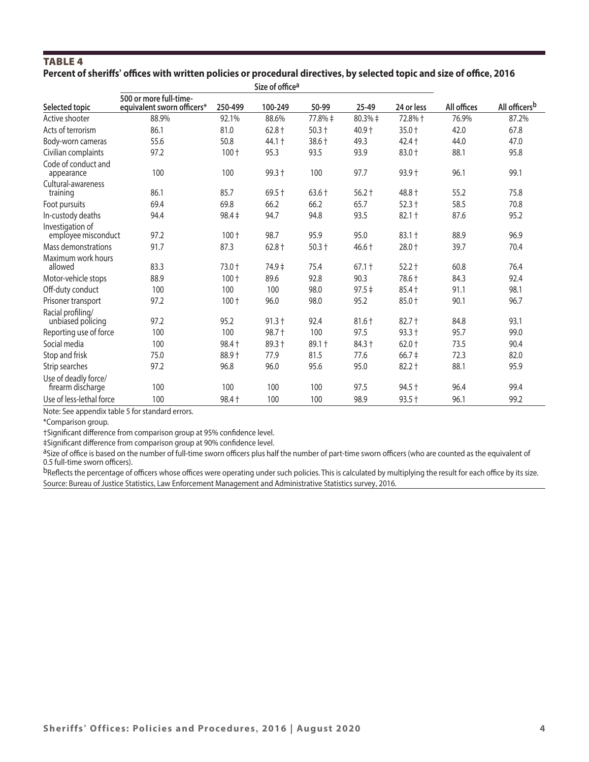## TABLE 4

**Percent of sheriffs' offices with written policies or procedural directives, by selected topic and size of office, 2016**

| Selected topic | Size of office[a] | | | | | | All offices | All officers[b] |
|---|---|---|---|---|---|---|---|---|
| | 500 or more full-time-equivalent sworn officers* | 250-499 | 100-249 | 50-99 | 25-49 | 24 or less | | |
| Active shooter | 88.9% | 92.1% | 88.6% | 77.8% ‡ | 80.3% ‡ | 72.8% † | 76.9% | 87.2% |
| Acts of terrorism | 86.1 | 81.0 | 62.8 † | 50.3 † | 40.9 † | 35.0 † | 42.0 | 67.8 |
| Body-worn cameras | 55.6 | 50.8 | 44.1 † | 38.6 † | 49.3 | 42.4 † | 44.0 | 47.0 |
| Civilian complaints | 97.2 | 100 † | 95.3 | 93.5 | 93.9 | 83.0 † | 88.1 | 95.8 |
| Code of conduct and appearance | 100 | 100 | 99.3 † | 100 | 97.7 | 93.9 † | 96.1 | 99.1 |
| Cultural-awareness training | 86.1 | 85.7 | 69.5 † | 63.6 † | 56.2 † | 48.8 † | 55.2 | 75.8 |
| Foot pursuits | 69.4 | 69.8 | 66.2 | 66.2 | 65.7 | 52.3 † | 58.5 | 70.8 |
| In-custody deaths | 94.4 | 98.4 ‡ | 94.7 | 94.8 | 93.5 | 82.1 † | 87.6 | 95.2 |
| Investigation of employee misconduct | 97.2 | 100 † | 98.7 | 95.9 | 95.0 | 83.1 † | 88.9 | 96.9 |
| Mass demonstrations | 91.7 | 87.3 | 62.8 † | 50.3 † | 46.6 † | 28.0 † | 39.7 | 70.4 |
| Maximum work hours allowed | 83.3 | 73.0 † | 74.9 ‡ | 75.4 | 67.1 † | 52.2 † | 60.8 | 76.4 |
| Motor-vehicle stops | 88.9 | 100 † | 89.6 | 92.8 | 90.3 | 78.6 † | 84.3 | 92.4 |
| Off-duty conduct | 100 | 100 | 100 | 98.0 | 97.5 ‡ | 85.4 † | 91.1 | 98.1 |
| Prisoner transport | 97.2 | 100 † | 96.0 | 98.0 | 95.2 | 85.0 † | 90.1 | 96.7 |
| Racial profiling/ unbiased policing | 97.2 | 95.2 | 91.3 † | 92.4 | 81.6 † | 82.7 † | 84.8 | 93.1 |
| Reporting use of force | 100 | 100 | 98.7 † | 100 | 97.5 | 93.3 † | 95.7 | 99.0 |
| Social media | 100 | 98.4 † | 89.3 † | 89.1 † | 84.3 † | 62.0 † | 73.5 | 90.4 |
| Stop and frisk | 75.0 | 88.9 † | 77.9 | 81.5 | 77.6 | 66.7 ‡ | 72.3 | 82.0 |
| Strip searches | 97.2 | 96.8 | 96.0 | 95.6 | 95.0 | 82.2 † | 88.1 | 95.9 |
| Use of deadly force/ firearm discharge | 100 | 100 | 100 | 100 | 97.5 | 94.5 † | 96.4 | 99.4 |
| Use of less-lethal force | 100 | 98.4 † | 100 | 100 | 98.9 | 93.5 † | 96.1 | 99.2 |

Note: See appendix table 5 for standard errors.

*Comparison group.

†Significant difference from comparison group at 95% confidence level.

‡Significant difference from comparison group at 90% confidence level.

[a]Size of office is based on the number of full-time sworn officers plus half the number of part-time sworn officers (who are counted as the equivalent of 0.5 full-time sworn officers).

[b]Reflects the percentage of officers whose offices were operating under such policies. This is calculated by multiplying the result for each office by its size.

Source: Bureau of Justice Statistics, Law Enforcement Management and Administrative Statistics survey, 2016.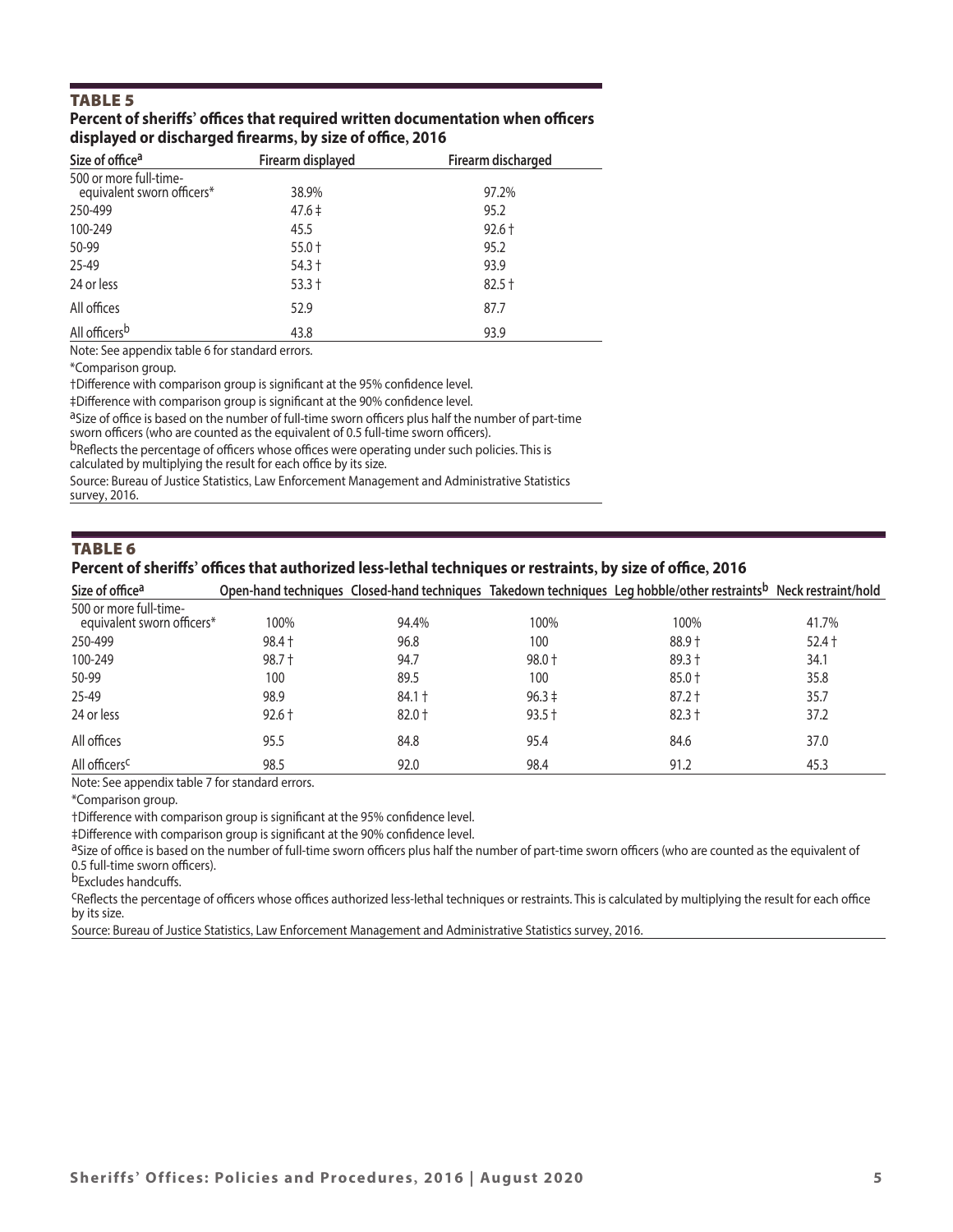### TABLE 5

**Percent of sheriffs' offices that required written documentation when officers displayed or discharged firearms, by size of office, 2016**

| Size of office[a] | Firearm displayed | Firearm discharged |
|---|---|---|
| 500 or more full-time-equivalent sworn officers* | 38.9% | 97.2% |
| 250-499 | 47.6 ‡ | 95.2 |
| 100-249 | 45.5 | 92.6 † |
| 50-99 | 55.0 † | 95.2 |
| 25-49 | 54.3 † | 93.9 |
| 24 or less | 53.3 † | 82.5 † |
| All offices | 52.9 | 87.7 |
| All officers[b] | 43.8 | 93.9 |

Note: See appendix table 6 for standard errors.

*Comparison group.

†Difference with comparison group is significant at the 95% confidence level.

‡Difference with comparison group is significant at the 90% confidence level.

[a]Size of office is based on the number of full-time sworn officers plus half the number of part-time sworn officers (who are counted as the equivalent of 0.5 full-time sworn officers).

[b]Reflects the percentage of officers whose offices were operating under such policies. This is calculated by multiplying the result for each office by its size.

Source: Bureau of Justice Statistics, Law Enforcement Management and Administrative Statistics survey, 2016.

### TABLE 6

**Percent of sheriffs' offices that authorized less-lethal techniques or restraints, by size of office, 2016**

| Size of office[a] | Open-hand techniques | Closed-hand techniques | Takedown techniques | Leg hobble/other restraints[b] | Neck restraint/hold |
|---|---|---|---|---|---|
| 500 or more full-time-equivalent sworn officers* | 100% | 94.4% | 100% | 100% | 41.7% |
| 250-499 | 98.4 † | 96.8 | 100 | 88.9 † | 52.4 † |
| 100-249 | 98.7 † | 94.7 | 98.0 † | 89.3 † | 34.1 |
| 50-99 | 100 | 89.5 | 100 | 85.0 † | 35.8 |
| 25-49 | 98.9 | 84.1 † | 96.3 ‡ | 87.2 † | 35.7 |
| 24 or less | 92.6 † | 82.0 † | 93.5 † | 82.3 † | 37.2 |
| All offices | 95.5 | 84.8 | 95.4 | 84.6 | 37.0 |
| All officers[c] | 98.5 | 92.0 | 98.4 | 91.2 | 45.3 |

Note: See appendix table 7 for standard errors.

*Comparison group.

†Difference with comparison group is significant at the 95% confidence level.

‡Difference with comparison group is significant at the 90% confidence level.

[a]Size of office is based on the number of full-time sworn officers plus half the number of part-time sworn officers (who are counted as the equivalent of 0.5 full-time sworn officers).

[b]Excludes handcuffs.

[c]Reflects the percentage of officers whose offices authorized less-lethal techniques or restraints. This is calculated by multiplying the result for each office by its size.

Source: Bureau of Justice Statistics, Law Enforcement Management and Administrative Statistics survey, 2016.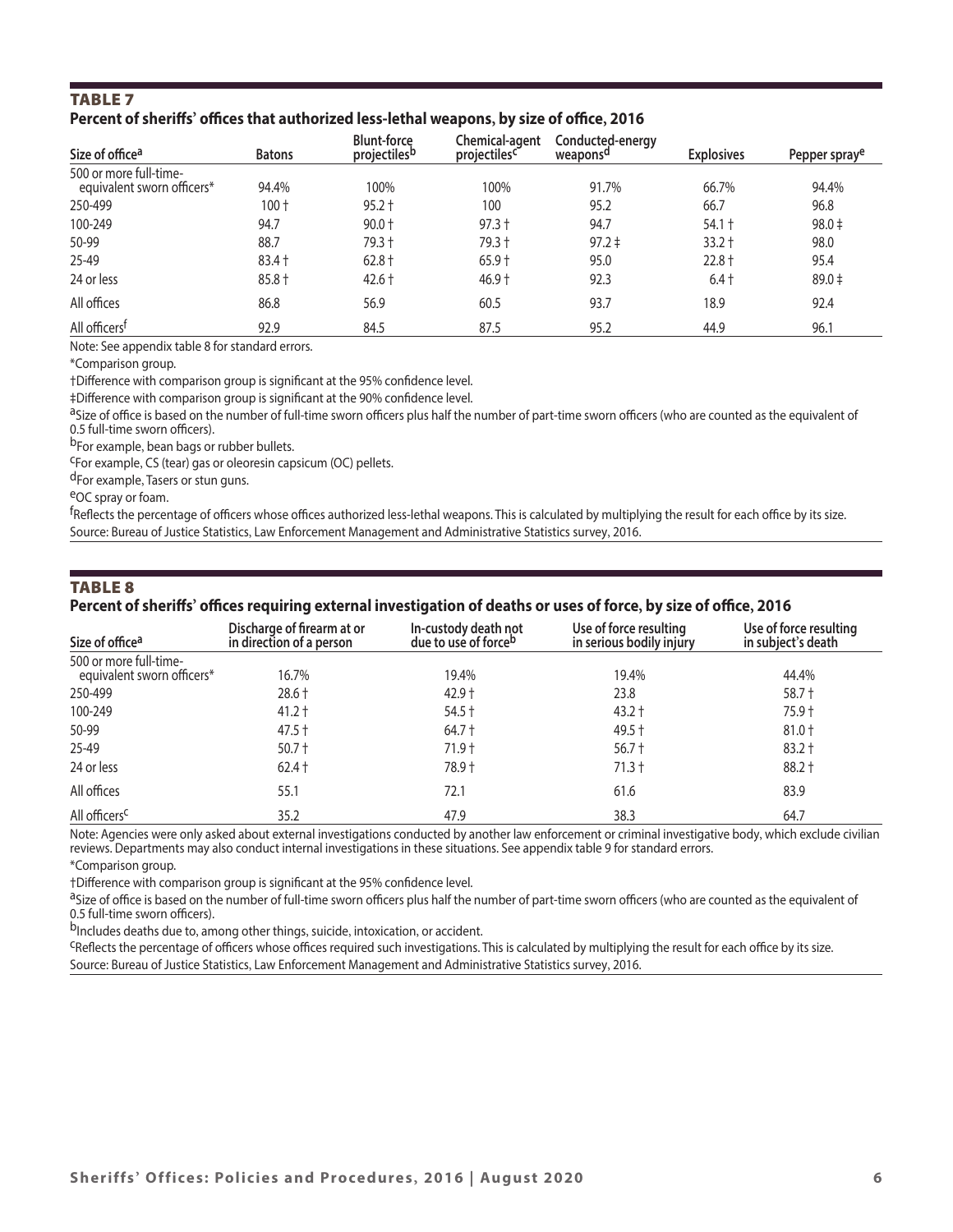## TABLE 7

**Percent of sheriffs' offices that authorized less-lethal weapons, by size of office, 2016**

| Size of office[a] | Batons | Blunt-force projectiles[b] | Chemical-agent projectiles[c] | Conducted-energy weapons[d] | Explosives | Pepper spray[e] |
|---|---|---|---|---|---|---|
| 500 or more full-time-equivalent sworn officers* | 94.4% | 100% | 100% | 91.7% | 66.7% | 94.4% |
| 250-499 | 100 † | 95.2 † | 100 | 95.2 | 66.7 | 96.8 |
| 100-249 | 94.7 | 90.0 † | 97.3 † | 94.7 | 54.1 † | 98.0 ‡ |
| 50-99 | 88.7 | 79.3 † | 79.3 † | 97.2 ‡ | 33.2 † | 98.0 |
| 25-49 | 83.4 † | 62.8 † | 65.9 † | 95.0 | 22.8 † | 95.4 |
| 24 or less | 85.8 † | 42.6 † | 46.9 † | 92.3 | 6.4 † | 89.0 ‡ |
| All offices | 86.8 | 56.9 | 60.5 | 93.7 | 18.9 | 92.4 |
| All officers[f] | 92.9 | 84.5 | 87.5 | 95.2 | 44.9 | 96.1 |

Note: See appendix table 8 for standard errors.

*Comparison group.

†Difference with comparison group is significant at the 95% confidence level.

‡Difference with comparison group is significant at the 90% confidence level.

[a]Size of office is based on the number of full-time sworn officers plus half the number of part-time sworn officers (who are counted as the equivalent of 0.5 full-time sworn officers).

[b]For example, bean bags or rubber bullets.

[c]For example, CS (tear) gas or oleoresin capsicum (OC) pellets.

[d]For example, Tasers or stun guns.

[e]OC spray or foam.

[f]Reflects the percentage of officers whose offices authorized less-lethal weapons. This is calculated by multiplying the result for each office by its size.

Source: Bureau of Justice Statistics, Law Enforcement Management and Administrative Statistics survey, 2016.

## TABLE 8

**Percent of sheriffs' offices requiring external investigation of deaths or uses of force, by size of office, 2016**

| Size of office[a] | Discharge of firearm at or in direction of a person | In-custody death not due to use of force[b] | Use of force resulting in serious bodily injury | Use of force resulting in subject's death |
|---|---|---|---|---|
| 500 or more full-time-equivalent sworn officers* | 16.7% | 19.4% | 19.4% | 44.4% |
| 250-499 | 28.6 † | 42.9 † | 23.8 | 58.7 † |
| 100-249 | 41.2 † | 54.5 † | 43.2 † | 75.9 † |
| 50-99 | 47.5 † | 64.7 † | 49.5 † | 81.0 † |
| 25-49 | 50.7 † | 71.9 † | 56.7 † | 83.2 † |
| 24 or less | 62.4 † | 78.9 † | 71.3 † | 88.2 † |
| All offices | 55.1 | 72.1 | 61.6 | 83.9 |
| All officers[c] | 35.2 | 47.9 | 38.3 | 64.7 |

Note: Agencies were only asked about external investigations conducted by another law enforcement or criminal investigative body, which exclude civilian reviews. Departments may also conduct internal investigations in these situations. See appendix table 9 for standard errors.

*Comparison group.

†Difference with comparison group is significant at the 95% confidence level.

[a]Size of office is based on the number of full-time sworn officers plus half the number of part-time sworn officers (who are counted as the equivalent of 0.5 full-time sworn officers).

[b]Includes deaths due to, among other things, suicide, intoxication, or accident.

[c]Reflects the percentage of officers whose offices required such investigations. This is calculated by multiplying the result for each office by its size.

Source: Bureau of Justice Statistics, Law Enforcement Management and Administrative Statistics survey, 2016.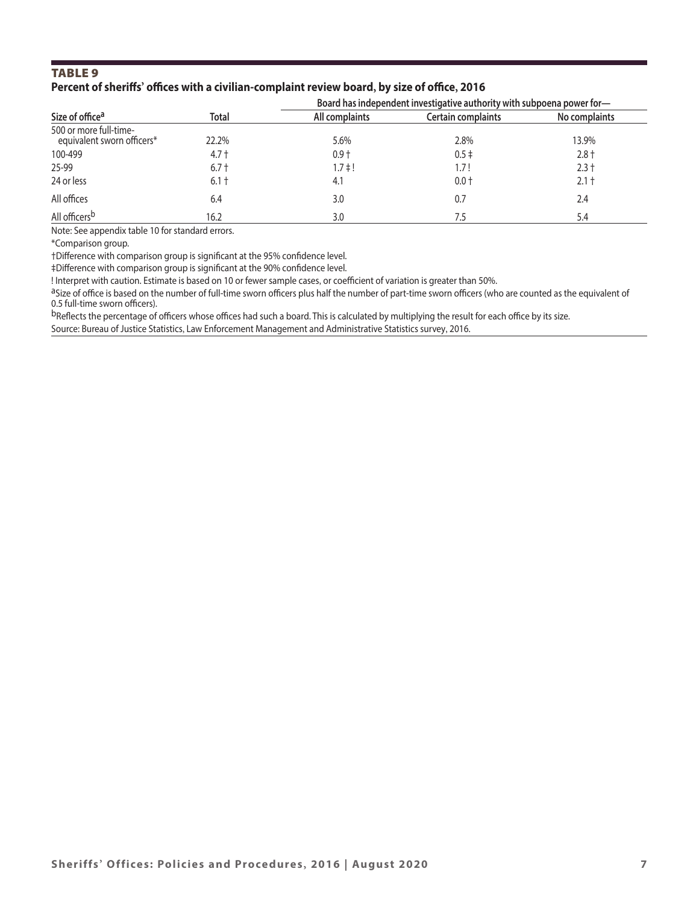### TABLE 9

**Percent of sheriffs' offices with a civilian-complaint review board, by size of office, 2016**

| Size of office[a] | Total | Board has independent investigative authority with subpoena power for— All complaints | Certain complaints | No complaints |
|---|---|---|---|---|
| 500 or more full-time-equivalent sworn officers* | 22.2% | 5.6% | 2.8% | 13.9% |
| 100-499 | 4.7 † | 0.9 † | 0.5 ‡ | 2.8 † |
| 25-99 | 6.7 † | 1.7 ‡ ! | 1.7 ! | 2.3 † |
| 24 or less | 6.1 † | 4.1 | 0.0 † | 2.1 † |
| All offices | 6.4 | 3.0 | 0.7 | 2.4 |
| All officers[b] | 16.2 | 3.0 | 7.5 | 5.4 |

Note: See appendix table 10 for standard errors.

*Comparison group.

†Difference with comparison group is significant at the 95% confidence level.

‡Difference with comparison group is significant at the 90% confidence level.

! Interpret with caution. Estimate is based on 10 or fewer sample cases, or coefficient of variation is greater than 50%.

[a]Size of office is based on the number of full-time sworn officers plus half the number of part-time sworn officers (who are counted as the equivalent of 0.5 full-time sworn officers).

[b]Reflects the percentage of officers whose offices had such a board. This is calculated by multiplying the result for each office by its size.

Source: Bureau of Justice Statistics, Law Enforcement Management and Administrative Statistics survey, 2016.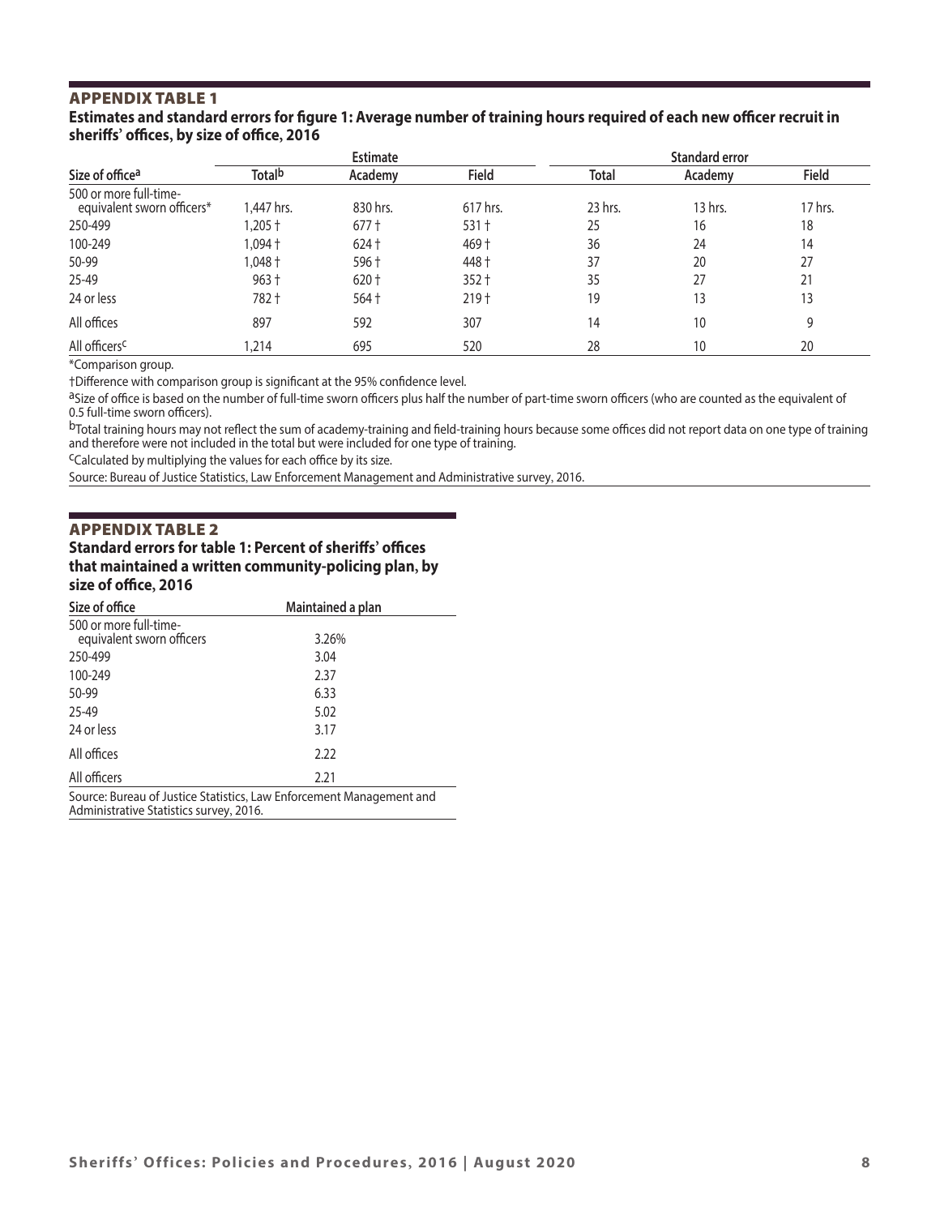## APPENDIX TABLE 1

**Estimates and standard errors for figure 1: Average number of training hours required of each new officer recruit in sheriffs' offices, by size of office, 2016**

| Size of office[a] | Estimate | | | Standard error | | |
|---|---|---|---|---|---|---|
| | Total[b] | Academy | Field | Total | Academy | Field |
| 500 or more full-time-equivalent sworn officers* | 1,447 hrs. | 830 hrs. | 617 hrs. | 23 hrs. | 13 hrs. | 17 hrs. |
| 250-499 | 1,205 † | 677 † | 531 † | 25 | 16 | 18 |
| 100-249 | 1,094 † | 624 † | 469 † | 36 | 24 | 14 |
| 50-99 | 1,048 † | 596 † | 448 † | 37 | 20 | 27 |
| 25-49 | 963 † | 620 † | 352 † | 35 | 27 | 21 |
| 24 or less | 782 † | 564 † | 219 † | 19 | 13 | 13 |
| All offices | 897 | 592 | 307 | 14 | 10 | 9 |
| All officers[c] | 1,214 | 695 | 520 | 28 | 10 | 20 |

*Comparison group.

†Difference with comparison group is significant at the 95% confidence level.

[a]Size of office is based on the number of full-time sworn officers plus half the number of part-time sworn officers (who are counted as the equivalent of 0.5 full-time sworn officers).

[b]Total training hours may not reflect the sum of academy-training and field-training hours because some offices did not report data on one type of training and therefore were not included in the total but were included for one type of training.

[c]Calculated by multiplying the values for each office by its size.

Source: Bureau of Justice Statistics, Law Enforcement Management and Administrative survey, 2016.

## APPENDIX TABLE 2

**Standard errors for table 1: Percent of sheriffs' offices that maintained a written community-policing plan, by size of office, 2016**

| Size of office | Maintained a plan |
|---|---|
| 500 or more full-time-equivalent sworn officers | 3.26% |
| 250-499 | 3.04 |
| 100-249 | 2.37 |
| 50-99 | 6.33 |
| 25-49 | 5.02 |
| 24 or less | 3.17 |
| All offices | 2.22 |
| All officers | 2.21 |

Source: Bureau of Justice Statistics, Law Enforcement Management and Administrative Statistics survey, 2016.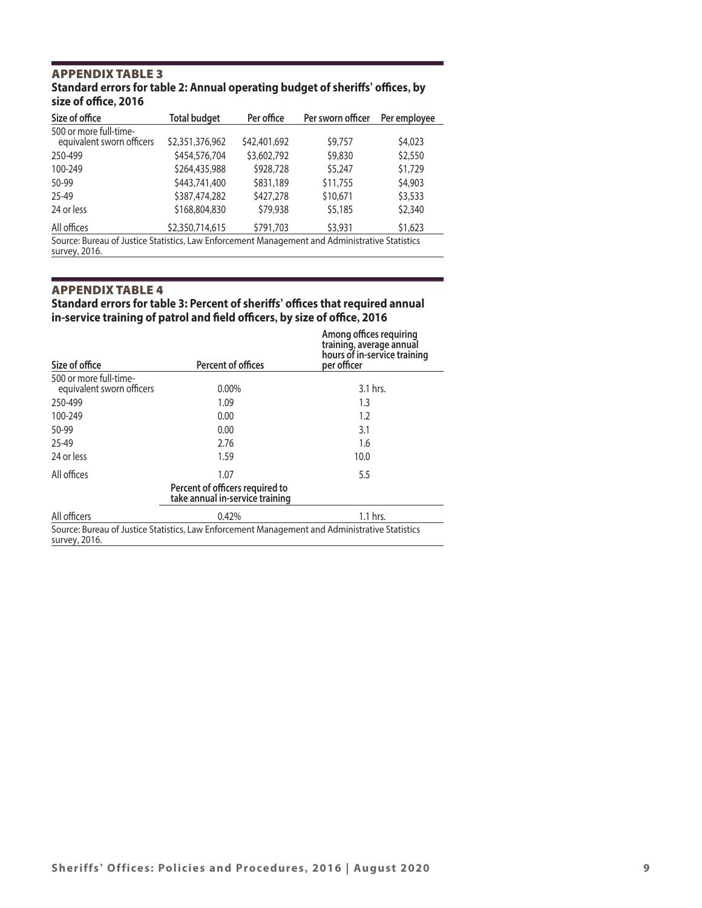## APPENDIX TABLE 3

**Standard errors for table 2: Annual operating budget of sheriffs' offices, by size of office, 2016**

| Size of office | Total budget | Per office | Per sworn officer | Per employee |
|---|---|---|---|---|
| 500 or more full-time-equivalent sworn officers | $2,351,376,962 | $42,401,692 | $9,757 | $4,023 |
| 250-499 | $454,576,704 | $3,602,792 | $9,830 | $2,550 |
| 100-249 | $264,435,988 | $928,728 | $5,247 | $1,729 |
| 50-99 | $443,741,400 | $831,189 | $11,755 | $4,903 |
| 25-49 | $387,474,282 | $427,278 | $10,671 | $3,533 |
| 24 or less | $168,804,830 | $79,938 | $5,185 | $2,340 |
| All offices | $2,350,714,615 | $791,703 | $3,931 | $1,623 |

Source: Bureau of Justice Statistics, Law Enforcement Management and Administrative Statistics survey, 2016.

## APPENDIX TABLE 4

**Standard errors for table 3: Percent of sheriffs' offices that required annual in-service training of patrol and field officers, by size of office, 2016**

| Size of office | Percent of offices | Among offices requiring training, average annual hours of in-service training per officer |
|---|---|---|
| 500 or more full-time-equivalent sworn officers | 0.00% | 3.1 hrs. |
| 250-499 | 1.09 | 1.3 |
| 100-249 | 0.00 | 1.2 |
| 50-99 | 0.00 | 3.1 |
| 25-49 | 2.76 | 1.6 |
| 24 or less | 1.59 | 10.0 |
| All offices | 1.07 | 5.5 |
| | **Percent of officers required to take annual in-service training** | |
| All officers | 0.42% | 1.1 hrs. |

Source: Bureau of Justice Statistics, Law Enforcement Management and Administrative Statistics survey, 2016.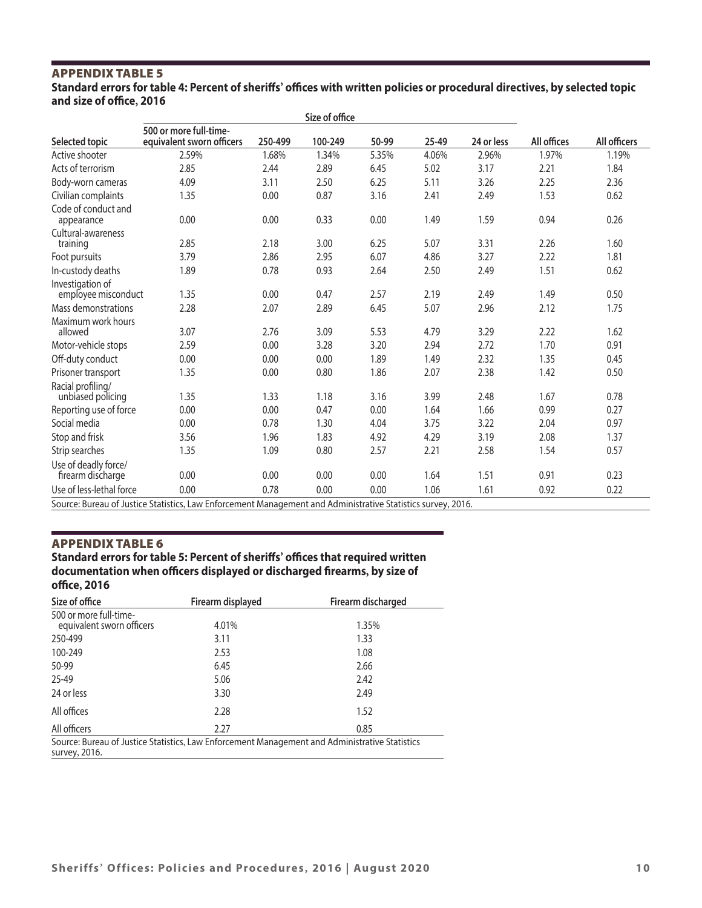## APPENDIX TABLE 5

**Standard errors for table 4: Percent of sheriffs' offices with written policies or procedural directives, by selected topic and size of office, 2016**

| | Size of office | | | | | | | |
|---|---|---|---|---|---|---|---|---|
| Selected topic | 500 or more full-time-equivalent sworn officers | 250-499 | 100-249 | 50-99 | 25-49 | 24 or less | All offices | All officers |
| Active shooter | 2.59% | 1.68% | 1.34% | 5.35% | 4.06% | 2.96% | 1.97% | 1.19% |
| Acts of terrorism | 2.85 | 2.44 | 2.89 | 6.45 | 5.02 | 3.17 | 2.21 | 1.84 |
| Body-worn cameras | 4.09 | 3.11 | 2.50 | 6.25 | 5.11 | 3.26 | 2.25 | 2.36 |
| Civilian complaints | 1.35 | 0.00 | 0.87 | 3.16 | 2.41 | 2.49 | 1.53 | 0.62 |
| Code of conduct and appearance | 0.00 | 0.00 | 0.33 | 0.00 | 1.49 | 1.59 | 0.94 | 0.26 |
| Cultural-awareness training | 2.85 | 2.18 | 3.00 | 6.25 | 5.07 | 3.31 | 2.26 | 1.60 |
| Foot pursuits | 3.79 | 2.86 | 2.95 | 6.07 | 4.86 | 3.27 | 2.22 | 1.81 |
| In-custody deaths | 1.89 | 0.78 | 0.93 | 2.64 | 2.50 | 2.49 | 1.51 | 0.62 |
| Investigation of employee misconduct | 1.35 | 0.00 | 0.47 | 2.57 | 2.19 | 2.49 | 1.49 | 0.50 |
| Mass demonstrations | 2.28 | 2.07 | 2.89 | 6.45 | 5.07 | 2.96 | 2.12 | 1.75 |
| Maximum work hours allowed | 3.07 | 2.76 | 3.09 | 5.53 | 4.79 | 3.29 | 2.22 | 1.62 |
| Motor-vehicle stops | 2.59 | 0.00 | 3.28 | 3.20 | 2.94 | 2.72 | 1.70 | 0.91 |
| Off-duty conduct | 0.00 | 0.00 | 0.00 | 1.89 | 1.49 | 2.32 | 1.35 | 0.45 |
| Prisoner transport | 1.35 | 0.00 | 0.80 | 1.86 | 2.07 | 2.38 | 1.42 | 0.50 |
| Racial profiling/unbiased policing | 1.35 | 1.33 | 1.18 | 3.16 | 3.99 | 2.48 | 1.67 | 0.78 |
| Reporting use of force | 0.00 | 0.00 | 0.47 | 0.00 | 1.64 | 1.66 | 0.99 | 0.27 |
| Social media | 0.00 | 0.78 | 1.30 | 4.04 | 3.75 | 3.22 | 2.04 | 0.97 |
| Stop and frisk | 3.56 | 1.96 | 1.83 | 4.92 | 4.29 | 3.19 | 2.08 | 1.37 |
| Strip searches | 1.35 | 1.09 | 0.80 | 2.57 | 2.21 | 2.58 | 1.54 | 0.57 |
| Use of deadly force/firearm discharge | 0.00 | 0.00 | 0.00 | 0.00 | 1.64 | 1.51 | 0.91 | 0.23 |
| Use of less-lethal force | 0.00 | 0.78 | 0.00 | 0.00 | 1.06 | 1.61 | 0.92 | 0.22 |

Source: Bureau of Justice Statistics, Law Enforcement Management and Administrative Statistics survey, 2016.

## APPENDIX TABLE 6

**Standard errors for table 5: Percent of sheriffs' offices that required written documentation when officers displayed or discharged firearms, by size of office, 2016**

| Size of office | Firearm displayed | Firearm discharged |
|---|---|---|
| 500 or more full-time-equivalent sworn officers | 4.01% | 1.35% |
| 250-499 | 3.11 | 1.33 |
| 100-249 | 2.53 | 1.08 |
| 50-99 | 6.45 | 2.66 |
| 25-49 | 5.06 | 2.42 |
| 24 or less | 3.30 | 2.49 |
| All offices | 2.28 | 1.52 |
| All officers | 2.27 | 0.85 |

Source: Bureau of Justice Statistics, Law Enforcement Management and Administrative Statistics survey, 2016.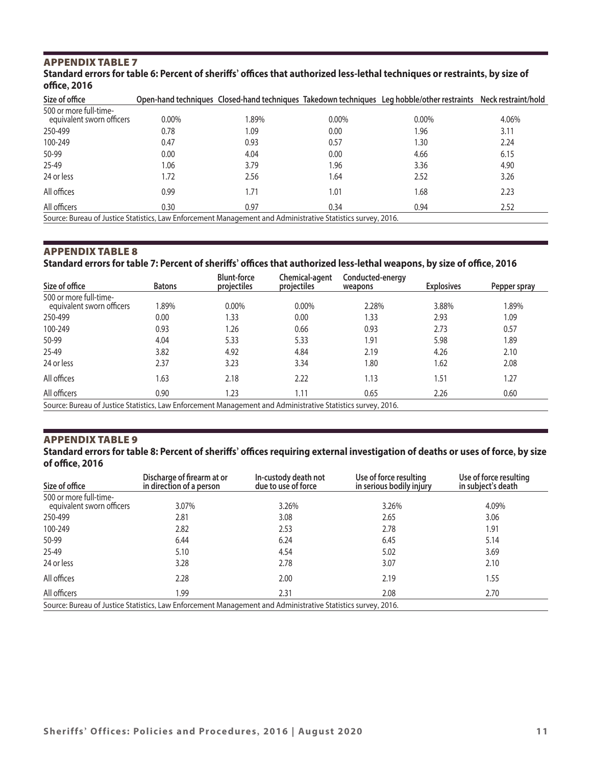## APPENDIX TABLE 7

**Standard errors for table 6: Percent of sheriffs' offices that authorized less-lethal techniques or restraints, by size of office, 2016**

| Size of office | Open-hand techniques | Closed-hand techniques | Takedown techniques | Leg hobble/other restraints | Neck restraint/hold |
|---|---|---|---|---|---|
| 500 or more full-time-equivalent sworn officers | 0.00% | 1.89% | 0.00% | 0.00% | 4.06% |
| 250-499 | 0.78 | 1.09 | 0.00 | 1.96 | 3.11 |
| 100-249 | 0.47 | 0.93 | 0.57 | 1.30 | 2.24 |
| 50-99 | 0.00 | 4.04 | 0.00 | 4.66 | 6.15 |
| 25-49 | 1.06 | 3.79 | 1.96 | 3.36 | 4.90 |
| 24 or less | 1.72 | 2.56 | 1.64 | 2.52 | 3.26 |
| All offices | 0.99 | 1.71 | 1.01 | 1.68 | 2.23 |
| All officers | 0.30 | 0.97 | 0.34 | 0.94 | 2.52 |

Source: Bureau of Justice Statistics, Law Enforcement Management and Administrative Statistics survey, 2016.

## APPENDIX TABLE 8

**Standard errors for table 7: Percent of sheriffs' offices that authorized less-lethal weapons, by size of office, 2016**

| Size of office | Batons | Blunt-force projectiles | Chemical-agent projectiles | Conducted-energy weapons | Explosives | Pepper spray |
|---|---|---|---|---|---|---|
| 500 or more full-time-equivalent sworn officers | 1.89% | 0.00% | 0.00% | 2.28% | 3.88% | 1.89% |
| 250-499 | 0.00 | 1.33 | 0.00 | 1.33 | 2.93 | 1.09 |
| 100-249 | 0.93 | 1.26 | 0.66 | 0.93 | 2.73 | 0.57 |
| 50-99 | 4.04 | 5.33 | 5.33 | 1.91 | 5.98 | 1.89 |
| 25-49 | 3.82 | 4.92 | 4.84 | 2.19 | 4.26 | 2.10 |
| 24 or less | 2.37 | 3.23 | 3.34 | 1.80 | 1.62 | 2.08 |
| All offices | 1.63 | 2.18 | 2.22 | 1.13 | 1.51 | 1.27 |
| All officers | 0.90 | 1.23 | 1.11 | 0.65 | 2.26 | 0.60 |

Source: Bureau of Justice Statistics, Law Enforcement Management and Administrative Statistics survey, 2016.

## APPENDIX TABLE 9

**Standard errors for table 8: Percent of sheriffs' offices requiring external investigation of deaths or uses of force, by size of office, 2016**

| Size of office | Discharge of firearm at or in direction of a person | In-custody death not due to use of force | Use of force resulting in serious bodily injury | Use of force resulting in subject's death |
|---|---|---|---|---|
| 500 or more full-time-equivalent sworn officers | 3.07% | 3.26% | 3.26% | 4.09% |
| 250-499 | 2.81 | 3.08 | 2.65 | 3.06 |
| 100-249 | 2.82 | 2.53 | 2.78 | 1.91 |
| 50-99 | 6.44 | 6.24 | 6.45 | 5.14 |
| 25-49 | 5.10 | 4.54 | 5.02 | 3.69 |
| 24 or less | 3.28 | 2.78 | 3.07 | 2.10 |
| All offices | 2.28 | 2.00 | 2.19 | 1.55 |
| All officers | 1.99 | 2.31 | 2.08 | 2.70 |

Source: Bureau of Justice Statistics, Law Enforcement Management and Administrative Statistics survey, 2016.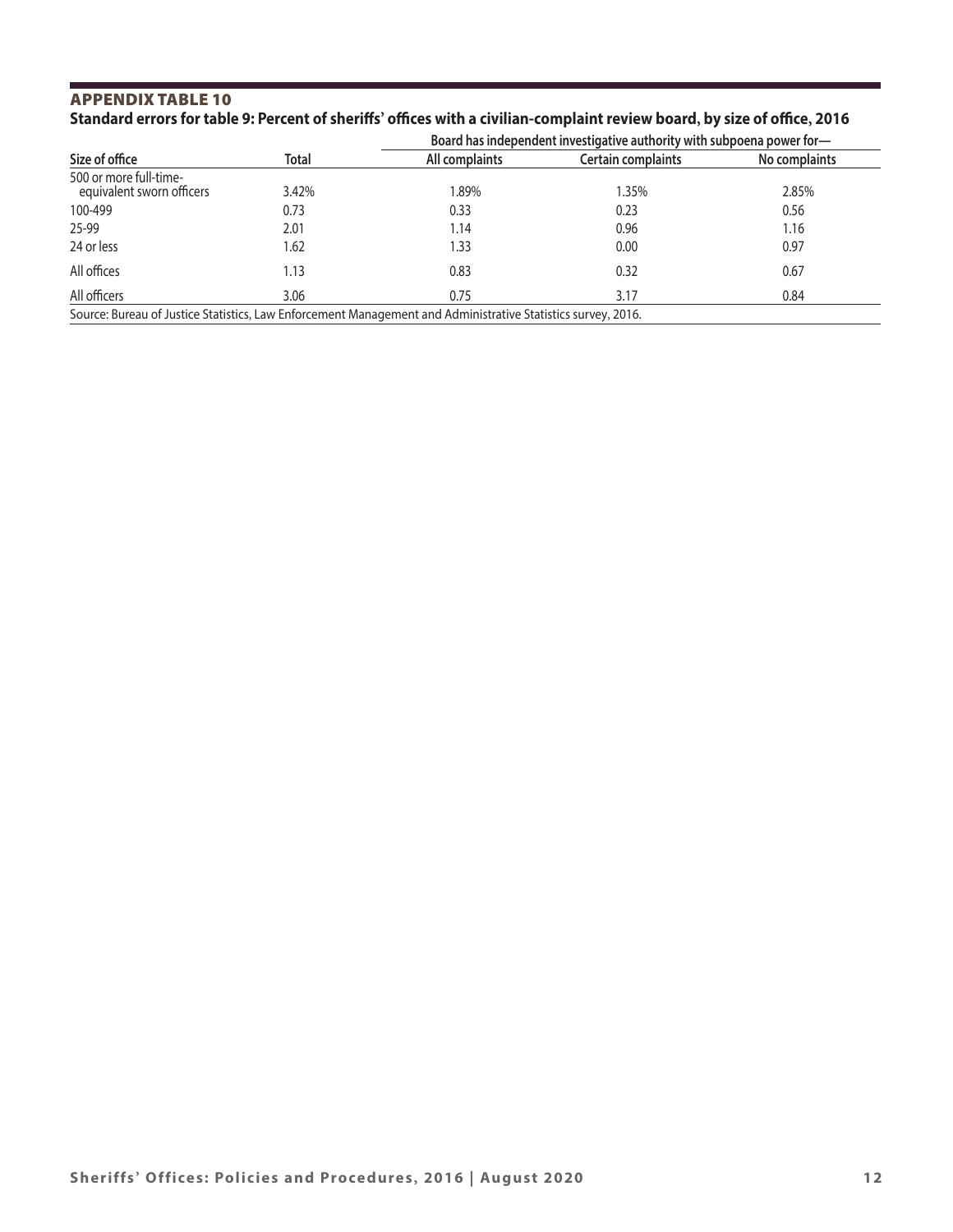## APPENDIX TABLE 10

**Standard errors for table 9: Percent of sheriffs' offices with a civilian-complaint review board, by size of office, 2016**

| | | Board has independent investigative authority with subpoena power for— | | |
|---|---|---|---|---|
| Size of office | Total | All complaints | Certain complaints | No complaints |
| 500 or more full-time-equivalent sworn officers | 3.42% | 1.89% | 1.35% | 2.85% |
| 100-499 | 0.73 | 0.33 | 0.23 | 0.56 |
| 25-99 | 2.01 | 1.14 | 0.96 | 1.16 |
| 24 or less | 1.62 | 1.33 | 0.00 | 0.97 |
| All offices | 1.13 | 0.83 | 0.32 | 0.67 |
| All officers | 3.06 | 0.75 | 3.17 | 0.84 |

Source: Bureau of Justice Statistics, Law Enforcement Management and Administrative Statistics survey, 2016.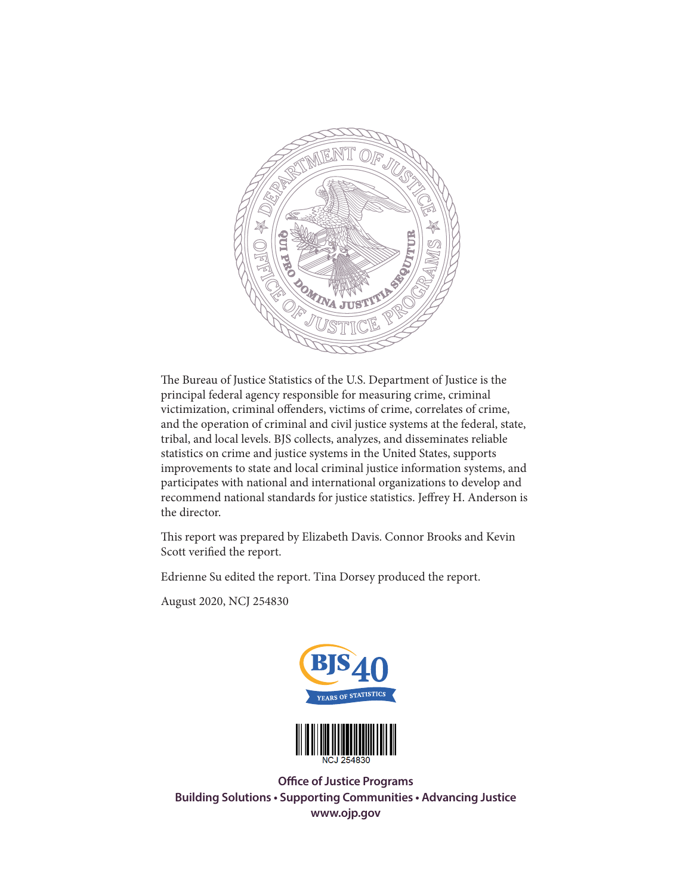The Bureau of Justice Statistics of the U.S. Department of Justice is the principal federal agency responsible for measuring crime, criminal victimization, criminal offenders, victims of crime, correlates of crime, and the operation of criminal and civil justice systems at the federal, state, tribal, and local levels. BJS collects, analyzes, and disseminates reliable statistics on crime and justice systems in the United States, supports improvements to state and local criminal justice information systems, and participates with national and international organizations to develop and recommend national standards for justice statistics. Jeffrey H. Anderson is the director.

This report was prepared by Elizabeth Davis. Connor Brooks and Kevin Scott verified the report.

Edrienne Su edited the report. Tina Dorsey produced the report.

August 2020, NCJ 254830

NCJ 254830

**Office of Justice Programs**
**Building Solutions • Supporting Communities • Advancing Justice**
**www.ojp.gov**